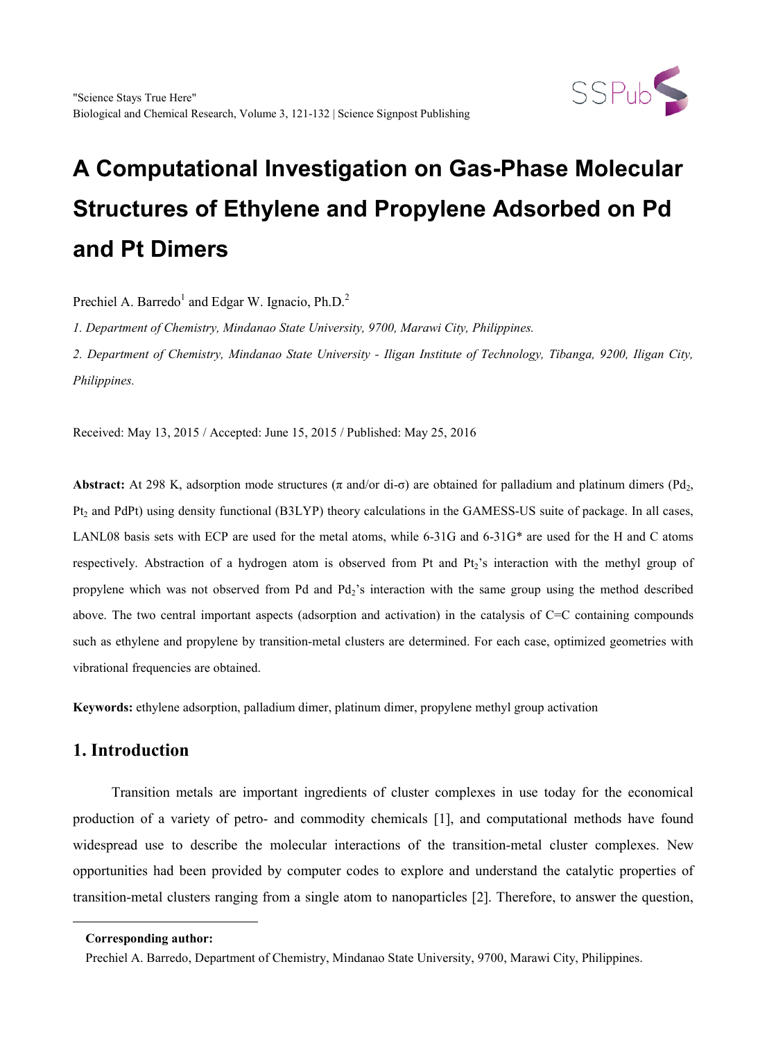# A Computational Investigation on Gas-Phase Molecular Structures of Ethylene and Propylene Adsorbed on Pd and Pt Dimers

Prechiel A. Barredo[1] and Edgar W. Ignacio, Ph.D.[2]

*1. Department of Chemistry, Mindanao State University, 9700, Marawi City, Philippines.*

*2. Department of Chemistry, Mindanao State University - Iligan Institute of Technology, Tibanga, 9200, Iligan City, Philippines.*

Received: May 13, 2015 / Accepted: June 15, 2015 / Published: May 25, 2016

**Abstract:** At 298 K, adsorption mode structures (π and/or di-σ) are obtained for palladium and platinum dimers ($Pd_2$, $Pt_2$ and PdPt) using density functional (B3LYP) theory calculations in the GAMESS-US suite of package. In all cases, LANL08 basis sets with ECP are used for the metal atoms, while 6-31G and 6-31G* are used for the H and C atoms respectively. Abstraction of a hydrogen atom is observed from Pt and $Pt_2$'s interaction with the methyl group of propylene which was not observed from Pd and $Pd_2$'s interaction with the same group using the method described above. The two central important aspects (adsorption and activation) in the catalysis of C=C containing compounds such as ethylene and propylene by transition-metal clusters are determined. For each case, optimized geometries with vibrational frequencies are obtained.

**Keywords:** ethylene adsorption, palladium dimer, platinum dimer, propylene methyl group activation

## 1. Introduction

Transition metals are important ingredients of cluster complexes in use today for the economical production of a variety of petro- and commodity chemicals [1], and computational methods have found widespread use to describe the molecular interactions of the transition-metal cluster complexes. New opportunities had been provided by computer codes to explore and understand the catalytic properties of transition-metal clusters ranging from a single atom to nanoparticles [2]. Therefore, to answer the question,

---

**Corresponding author:**

Prechiel A. Barredo, Department of Chemistry, Mindanao State University, 9700, Marawi City, Philippines.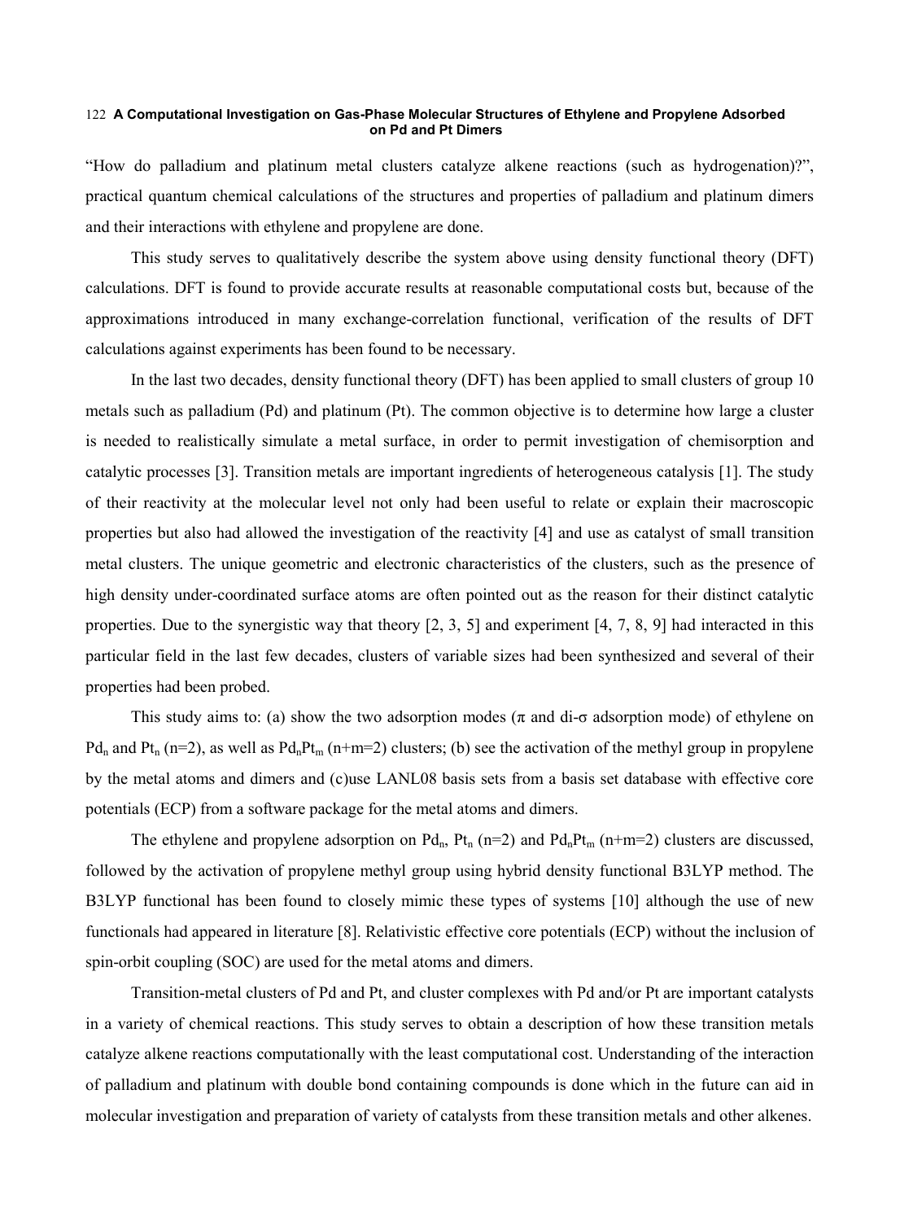"How do palladium and platinum metal clusters catalyze alkene reactions (such as hydrogenation)?", practical quantum chemical calculations of the structures and properties of palladium and platinum dimers and their interactions with ethylene and propylene are done.

This study serves to qualitatively describe the system above using density functional theory (DFT) calculations. DFT is found to provide accurate results at reasonable computational costs but, because of the approximations introduced in many exchange-correlation functional, verification of the results of DFT calculations against experiments has been found to be necessary.

In the last two decades, density functional theory (DFT) has been applied to small clusters of group 10 metals such as palladium (Pd) and platinum (Pt). The common objective is to determine how large a cluster is needed to realistically simulate a metal surface, in order to permit investigation of chemisorption and catalytic processes [3]. Transition metals are important ingredients of heterogeneous catalysis [1]. The study of their reactivity at the molecular level not only had been useful to relate or explain their macroscopic properties but also had allowed the investigation of the reactivity [4] and use as catalyst of small transition metal clusters. The unique geometric and electronic characteristics of the clusters, such as the presence of high density under-coordinated surface atoms are often pointed out as the reason for their distinct catalytic properties. Due to the synergistic way that theory [2, 3, 5] and experiment [4, 7, 8, 9] had interacted in this particular field in the last few decades, clusters of variable sizes had been synthesized and several of their properties had been probed.

This study aims to: (a) show the two adsorption modes (π and di-σ adsorption mode) of ethylene on $Pd_n$ and $Pt_n$ (n=2), as well as $Pd_nPt_m$ (n+m=2) clusters; (b) see the activation of the methyl group in propylene by the metal atoms and dimers and (c)use LANL08 basis sets from a basis set database with effective core potentials (ECP) from a software package for the metal atoms and dimers.

The ethylene and propylene adsorption on $Pd_n$, $Pt_n$ (n=2) and $Pd_nPt_m$ (n+m=2) clusters are discussed, followed by the activation of propylene methyl group using hybrid density functional B3LYP method. The B3LYP functional has been found to closely mimic these types of systems [10] although the use of new functionals had appeared in literature [8]. Relativistic effective core potentials (ECP) without the inclusion of spin-orbit coupling (SOC) are used for the metal atoms and dimers.

Transition-metal clusters of Pd and Pt, and cluster complexes with Pd and/or Pt are important catalysts in a variety of chemical reactions. This study serves to obtain a description of how these transition metals catalyze alkene reactions computationally with the least computational cost. Understanding of the interaction of palladium and platinum with double bond containing compounds is done which in the future can aid in molecular investigation and preparation of variety of catalysts from these transition metals and other alkenes.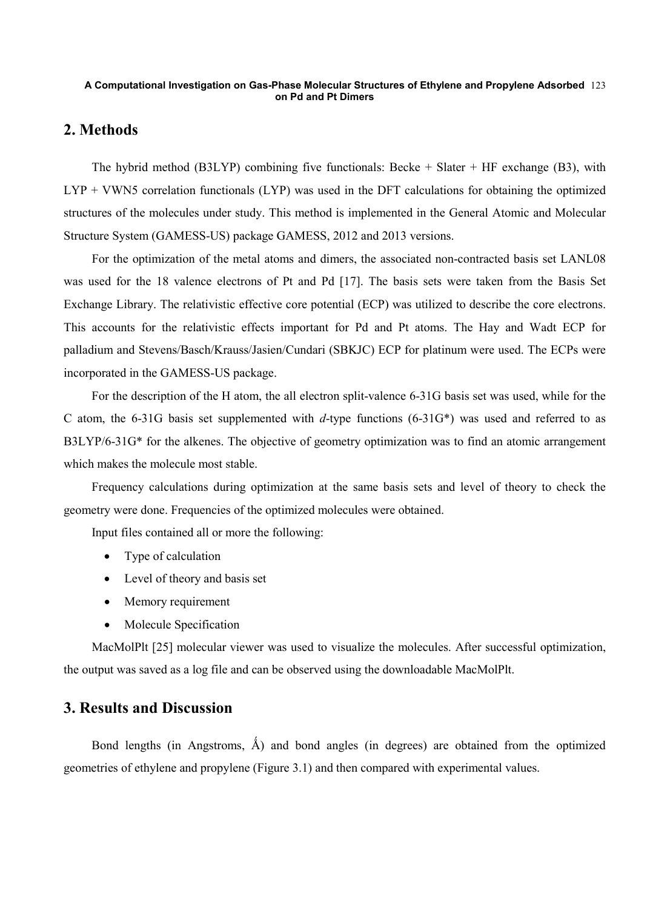## 2. Methods

The hybrid method (B3LYP) combining five functionals: Becke + Slater + HF exchange (B3), with LYP + VWN5 correlation functionals (LYP) was used in the DFT calculations for obtaining the optimized structures of the molecules under study. This method is implemented in the General Atomic and Molecular Structure System (GAMESS-US) package GAMESS, 2012 and 2013 versions.

For the optimization of the metal atoms and dimers, the associated non-contracted basis set LANL08 was used for the 18 valence electrons of Pt and Pd [17]. The basis sets were taken from the Basis Set Exchange Library. The relativistic effective core potential (ECP) was utilized to describe the core electrons. This accounts for the relativistic effects important for Pd and Pt atoms. The Hay and Wadt ECP for palladium and Stevens/Basch/Krauss/Jasien/Cundari (SBKJC) ECP for platinum were used. The ECPs were incorporated in the GAMESS-US package.

For the description of the H atom, the all electron split-valence 6-31G basis set was used, while for the C atom, the 6-31G basis set supplemented with *d*-type functions (6-31G*) was used and referred to as B3LYP/6-31G* for the alkenes. The objective of geometry optimization was to find an atomic arrangement which makes the molecule most stable.

Frequency calculations during optimization at the same basis sets and level of theory to check the geometry were done. Frequencies of the optimized molecules were obtained.

Input files contained all or more the following:

- Type of calculation
- Level of theory and basis set
- Memory requirement
- Molecule Specification

MacMolPlt [25] molecular viewer was used to visualize the molecules. After successful optimization, the output was saved as a log file and can be observed using the downloadable MacMolPlt.

## 3. Results and Discussion

Bond lengths (in Angstroms, Ǻ) and bond angles (in degrees) are obtained from the optimized geometries of ethylene and propylene (Figure 3.1) and then compared with experimental values.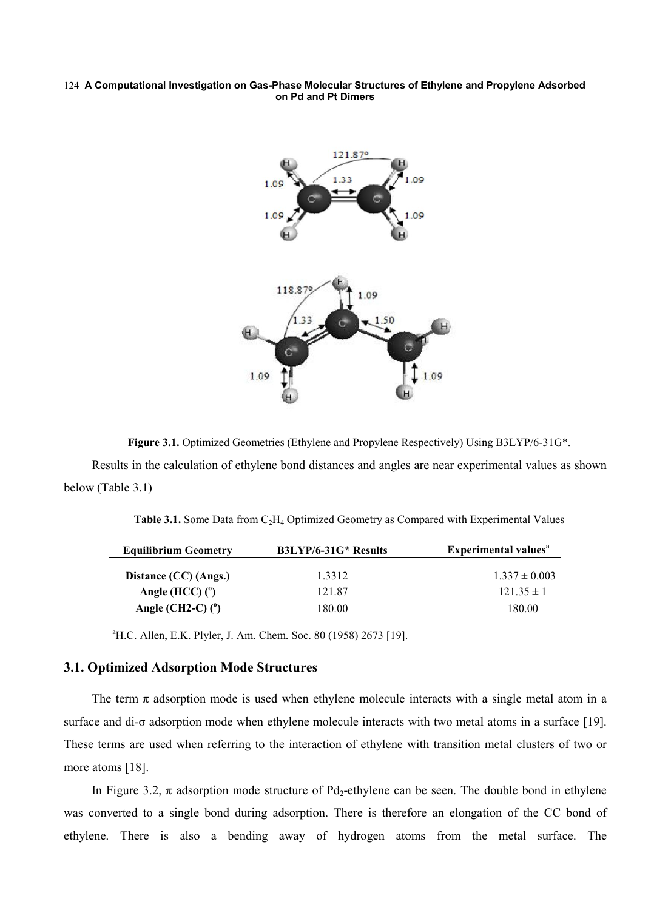**Figure 3.1.** Optimized Geometries (Ethylene and Propylene Respectively) Using B3LYP/6-31G*.

Results in the calculation of ethylene bond distances and angles are near experimental values as shown below (Table 3.1)

**Table 3.1.** Some Data from $C_2H_4$ Optimized Geometry as Compared with Experimental Values

| Equilibrium Geometry | B3LYP/6-31G* Results | Experimental values[a] |
|---|---|---|
| **Distance (CC) (Angs.)** | 1.3312 | $1.337 \pm 0.003$ |
| **Angle (HCC) (°)** | 121.87 | $121.35 \pm 1$ |
| **Angle (CH2-C) (°)** | 180.00 | 180.00 |

[a]H.C. Allen, E.K. Plyler, J. Am. Chem. Soc. 80 (1958) 2673 [19].

## 3.1. Optimized Adsorption Mode Structures

The term π adsorption mode is used when ethylene molecule interacts with a single metal atom in a surface and di-σ adsorption mode when ethylene molecule interacts with two metal atoms in a surface [19]. These terms are used when referring to the interaction of ethylene with transition metal clusters of two or more atoms [18].

In Figure 3.2, π adsorption mode structure of $Pd_2$-ethylene can be seen. The double bond in ethylene was converted to a single bond during adsorption. There is therefore an elongation of the CC bond of ethylene. There is also a bending away of hydrogen atoms from the metal surface. The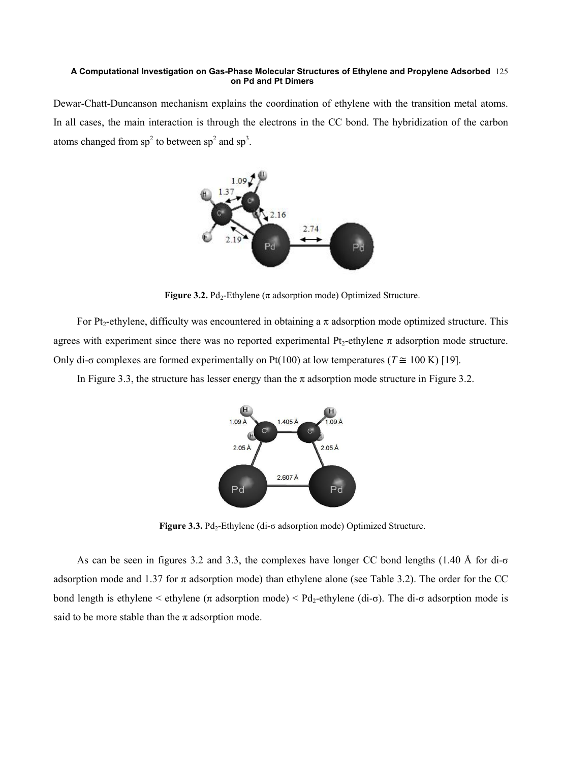Dewar-Chatt-Duncanson mechanism explains the coordination of ethylene with the transition metal atoms. In all cases, the main interaction is through the electrons in the CC bond. The hybridization of the carbon atoms changed from $sp^2$ to between $sp^2$ and $sp^3$.

**Figure 3.2.** $Pd_2$-Ethylene (π adsorption mode) Optimized Structure.

For $Pt_2$-ethylene, difficulty was encountered in obtaining a π adsorption mode optimized structure. This agrees with experiment since there was no reported experimental $Pt_2$-ethylene π adsorption mode structure. Only di-σ complexes are formed experimentally on Pt(100) at low temperatures ($T \cong 100$ K) [19].

In Figure 3.3, the structure has lesser energy than the π adsorption mode structure in Figure 3.2.

**Figure 3.3.** $Pd_2$-Ethylene (di-σ adsorption mode) Optimized Structure.

As can be seen in figures 3.2 and 3.3, the complexes have longer CC bond lengths (1.40 Å for di-σ adsorption mode and 1.37 for π adsorption mode) than ethylene alone (see Table 3.2). The order for the CC bond length is ethylene < ethylene (π adsorption mode) < $Pd_2$-ethylene (di-σ). The di-σ adsorption mode is said to be more stable than the π adsorption mode.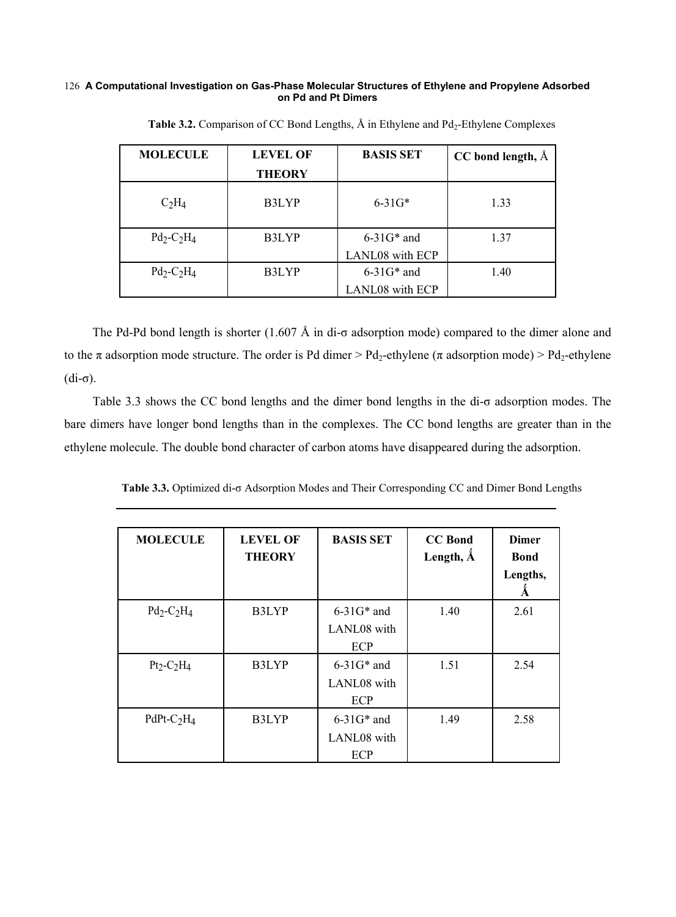**Table 3.2.** Comparison of CC Bond Lengths, Å in Ethylene and $Pd_2$-Ethylene Complexes

| MOLECULE | LEVEL OF THEORY | BASIS SET | CC bond length, Å |
|---|---|---|---|
| $C_2H_4$ | B3LYP | 6-31G* | 1.33 |
| $Pd_2$-$C_2H_4$ | B3LYP | 6-31G* and LANL08 with ECP | 1.37 |
| $Pd_2$-$C_2H_4$ | B3LYP | 6-31G* and LANL08 with ECP | 1.40 |

The Pd-Pd bond length is shorter (1.607 Å in di-σ adsorption mode) compared to the dimer alone and to the π adsorption mode structure. The order is Pd dimer > $Pd_2$-ethylene (π adsorption mode) > $Pd_2$-ethylene (di-σ).

Table 3.3 shows the CC bond lengths and the dimer bond lengths in the di-σ adsorption modes. The bare dimers have longer bond lengths than in the complexes. The CC bond lengths are greater than in the ethylene molecule. The double bond character of carbon atoms have disappeared during the adsorption.

**Table 3.3.** Optimized di-σ Adsorption Modes and Their Corresponding CC and Dimer Bond Lengths

| MOLECULE | LEVEL OF THEORY | BASIS SET | CC Bond Length, Å | Dimer Bond Lengths, Å |
|---|---|---|---|---|
| $Pd_2$-$C_2H_4$ | B3LYP | 6-31G* and LANL08 with ECP | 1.40 | 2.61 |
| $Pt_2$-$C_2H_4$ | B3LYP | 6-31G* and LANL08 with ECP | 1.51 | 2.54 |
| PdPt-$C_2H_4$ | B3LYP | 6-31G* and LANL08 with ECP | 1.49 | 2.58 |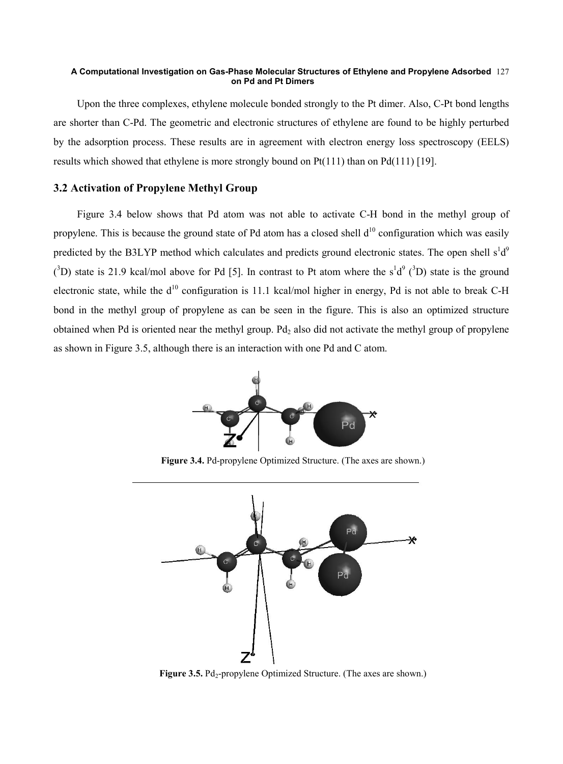Upon the three complexes, ethylene molecule bonded strongly to the Pt dimer. Also, C-Pt bond lengths are shorter than C-Pd. The geometric and electronic structures of ethylene are found to be highly perturbed by the adsorption process. These results are in agreement with electron energy loss spectroscopy (EELS) results which showed that ethylene is more strongly bound on Pt(111) than on Pd(111) [19].

## 3.2 Activation of Propylene Methyl Group

Figure 3.4 below shows that Pd atom was not able to activate C-H bond in the methyl group of propylene. This is because the ground state of Pd atom has a closed shell $d^{10}$ configuration which was easily predicted by the B3LYP method which calculates and predicts ground electronic states. The open shell $s^1d^9$ ($^3D$) state is 21.9 kcal/mol above for Pd [5]. In contrast to Pt atom where the $s^1d^9$ ($^3D$) state is the ground electronic state, while the $d^{10}$ configuration is 11.1 kcal/mol higher in energy, Pd is not able to break C-H bond in the methyl group of propylene as can be seen in the figure. This is also an optimized structure obtained when Pd is oriented near the methyl group. $Pd_2$ also did not activate the methyl group of propylene as shown in Figure 3.5, although there is an interaction with one Pd and C atom.

**Figure 3.4.** Pd-propylene Optimized Structure. (The axes are shown.)

**Figure 3.5.** $Pd_2$-propylene Optimized Structure. (The axes are shown.)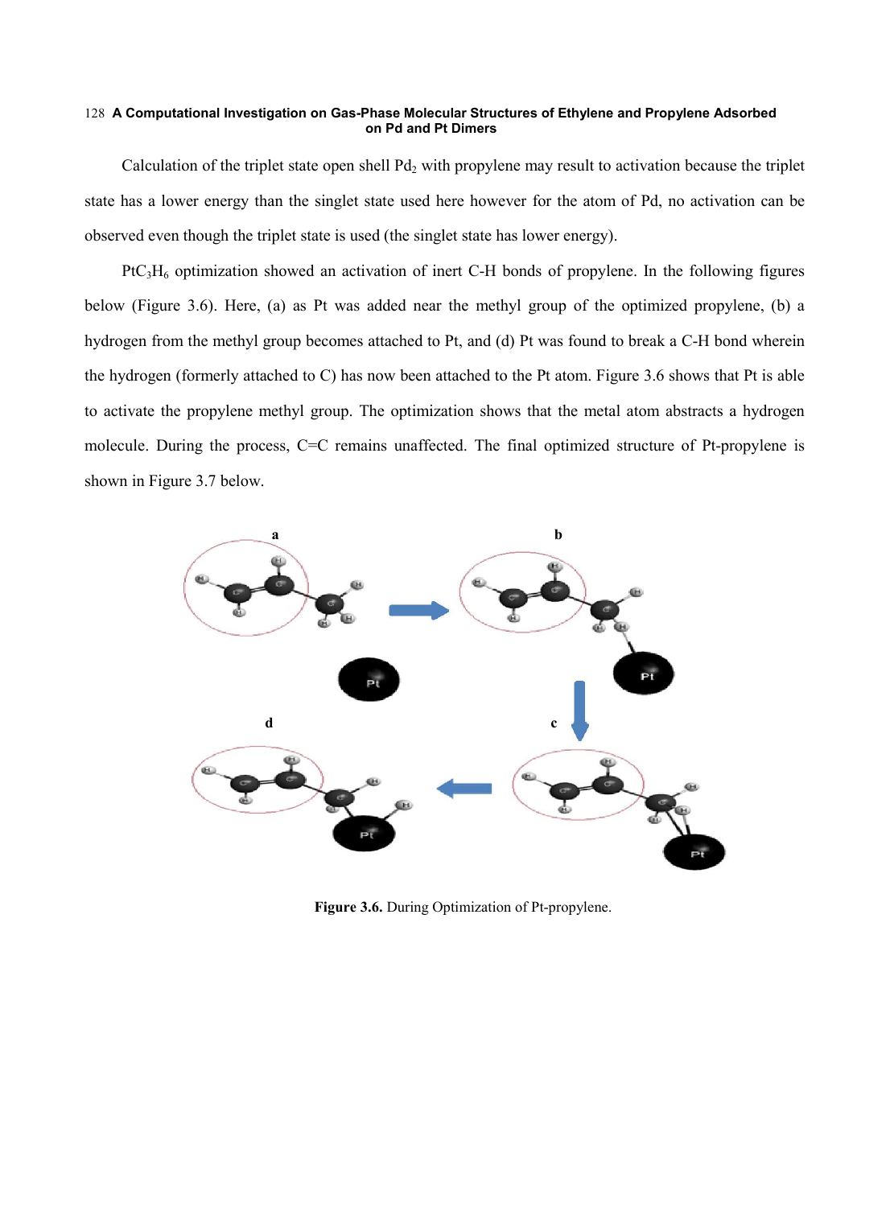Calculation of the triplet state open shell $Pd_2$ with propylene may result to activation because the triplet state has a lower energy than the singlet state used here however for the atom of Pd, no activation can be observed even though the triplet state is used (the singlet state has lower energy).

$PtC_3H_6$ optimization showed an activation of inert C-H bonds of propylene. In the following figures below (Figure 3.6). Here, (a) as Pt was added near the methyl group of the optimized propylene, (b) a hydrogen from the methyl group becomes attached to Pt, and (d) Pt was found to break a C-H bond wherein the hydrogen (formerly attached to C) has now been attached to the Pt atom. Figure 3.6 shows that Pt is able to activate the propylene methyl group. The optimization shows that the metal atom abstracts a hydrogen molecule. During the process, C=C remains unaffected. The final optimized structure of Pt-propylene is shown in Figure 3.7 below.

**Figure 3.6.** During Optimization of Pt-propylene.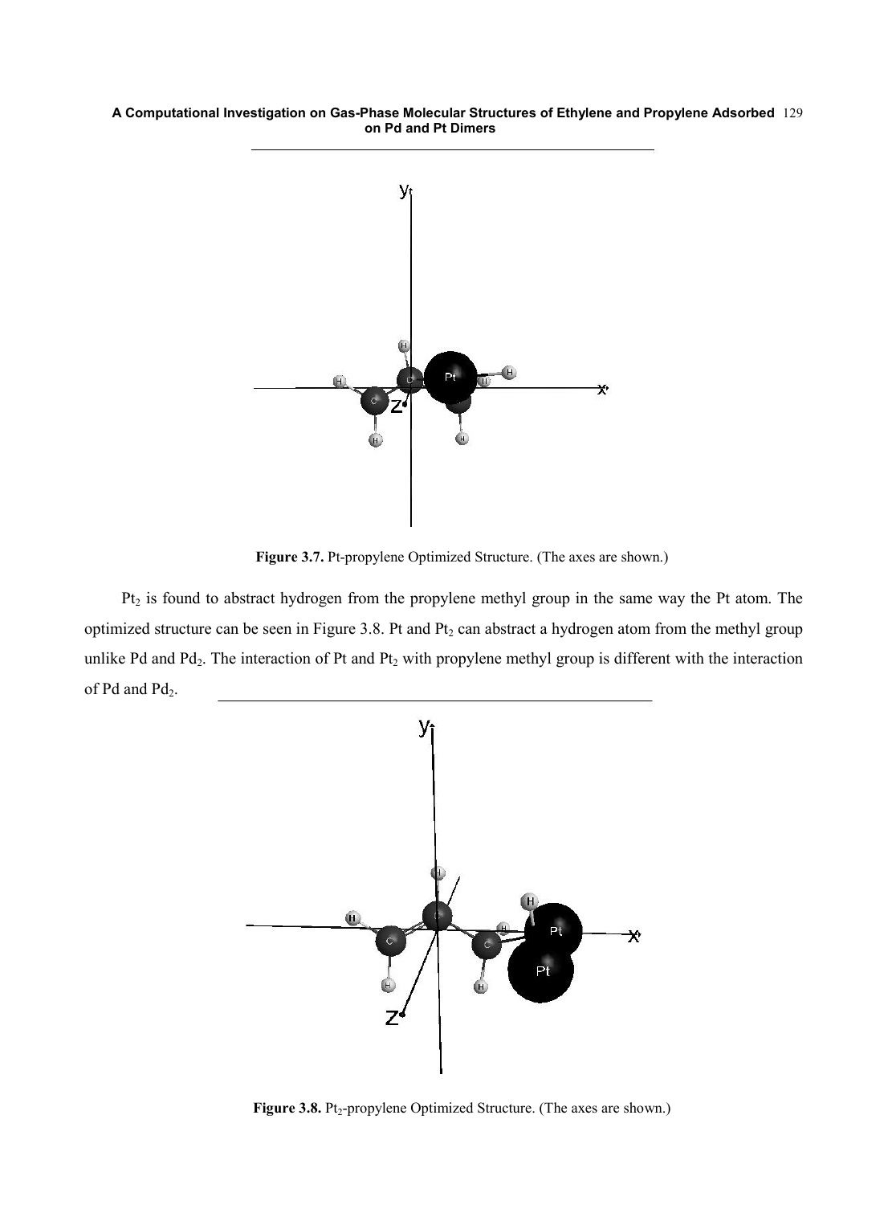Figure 3.7. Pt-propylene Optimized Structure. (The axes are shown.)

$Pt_2$ is found to abstract hydrogen from the propylene methyl group in the same way the Pt atom. The optimized structure can be seen in Figure 3.8. Pt and $Pt_2$ can abstract a hydrogen atom from the methyl group unlike Pd and $Pd_2$. The interaction of Pt and $Pt_2$ with propylene methyl group is different with the interaction of Pd and $Pd_2$.

Figure 3.8. $Pt_2$-propylene Optimized Structure. (The axes are shown.)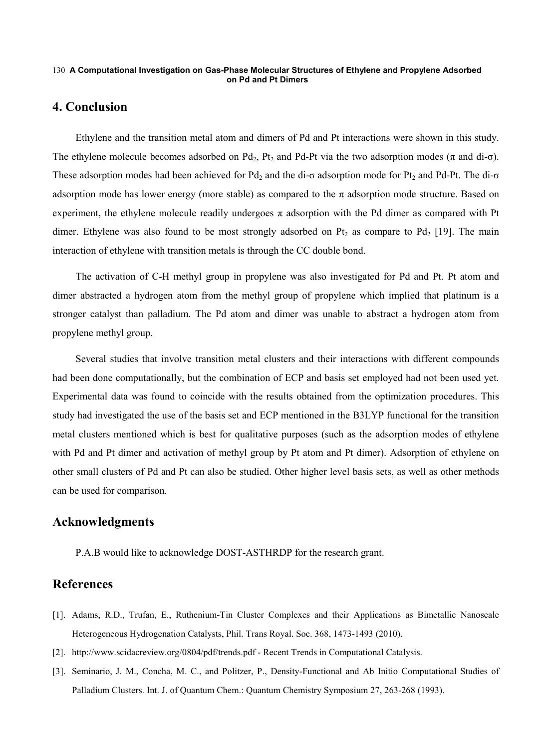## 4. Conclusion

Ethylene and the transition metal atom and dimers of Pd and Pt interactions were shown in this study. The ethylene molecule becomes adsorbed on $Pd_2$, $Pt_2$ and Pd-Pt via the two adsorption modes ($\pi$ and di-$\sigma$). These adsorption modes had been achieved for $Pd_2$ and the di-$\sigma$ adsorption mode for $Pt_2$ and Pd-Pt. The di-$\sigma$ adsorption mode has lower energy (more stable) as compared to the $\pi$ adsorption mode structure. Based on experiment, the ethylene molecule readily undergoes $\pi$ adsorption with the Pd dimer as compared with Pt dimer. Ethylene was also found to be most strongly adsorbed on $Pt_2$ as compare to $Pd_2$ [19]. The main interaction of ethylene with transition metals is through the CC double bond.

The activation of C-H methyl group in propylene was also investigated for Pd and Pt. Pt atom and dimer abstracted a hydrogen atom from the methyl group of propylene which implied that platinum is a stronger catalyst than palladium. The Pd atom and dimer was unable to abstract a hydrogen atom from propylene methyl group.

Several studies that involve transition metal clusters and their interactions with different compounds had been done computationally, but the combination of ECP and basis set employed had not been used yet. Experimental data was found to coincide with the results obtained from the optimization procedures. This study had investigated the use of the basis set and ECP mentioned in the B3LYP functional for the transition metal clusters mentioned which is best for qualitative purposes (such as the adsorption modes of ethylene with Pd and Pt dimer and activation of methyl group by Pt atom and Pt dimer). Adsorption of ethylene on other small clusters of Pd and Pt can also be studied. Other higher level basis sets, as well as other methods can be used for comparison.

## Acknowledgments

P.A.B would like to acknowledge DOST-ASTHRDP for the research grant.

## References

[1]. Adams, R.D., Trufan, E., Ruthenium-Tin Cluster Complexes and their Applications as Bimetallic Nanoscale Heterogeneous Hydrogenation Catalysts, Phil. Trans Royal. Soc. 368, 1473-1493 (2010).

[2]. http://www.scidacreview.org/0804/pdf/trends.pdf - Recent Trends in Computational Catalysis.

[3]. Seminario, J. M., Concha, M. C., and Politzer, P., Density-Functional and Ab Initio Computational Studies of Palladium Clusters. Int. J. of Quantum Chem.: Quantum Chemistry Symposium 27, 263-268 (1993).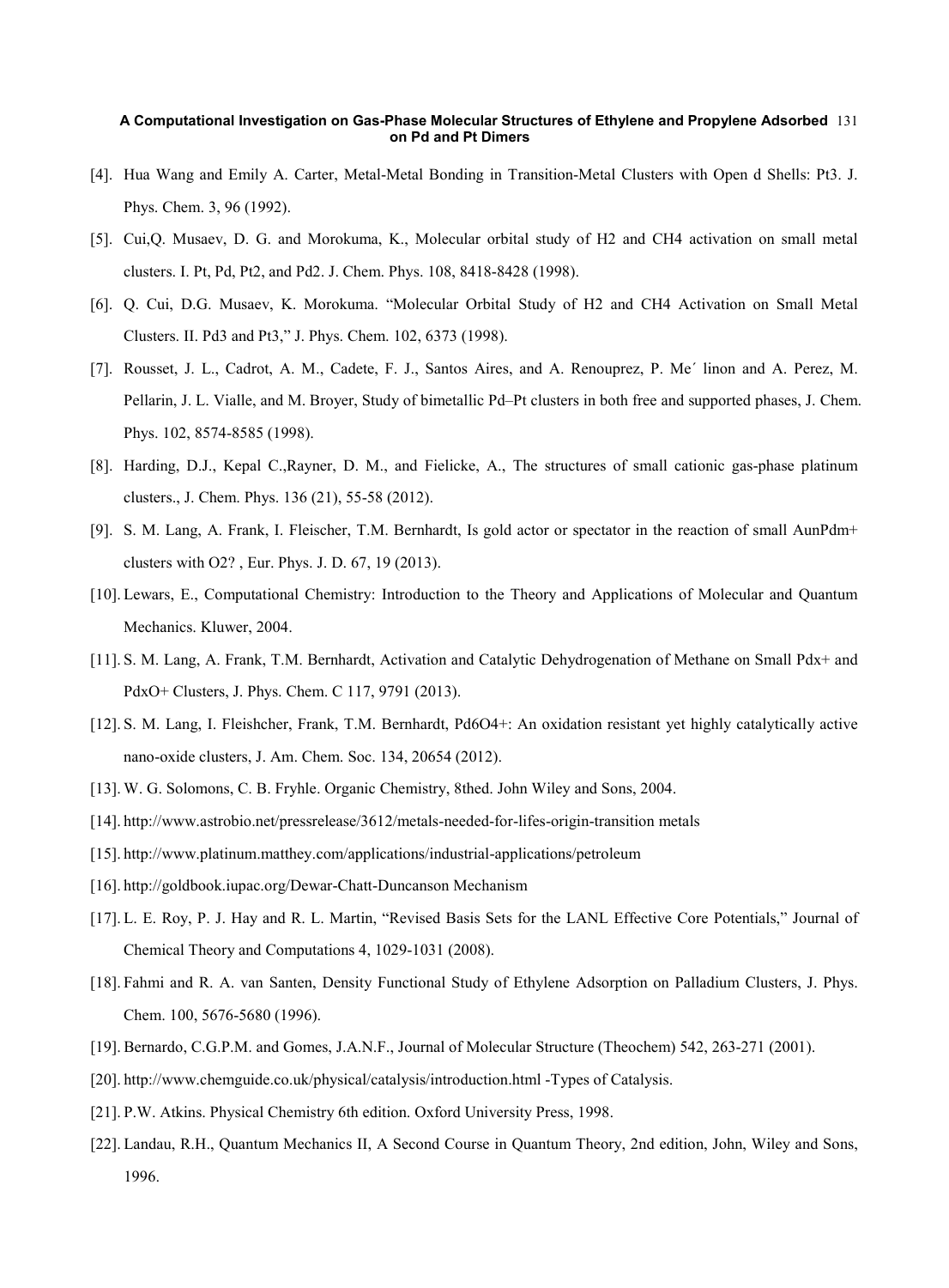[4]. Hua Wang and Emily A. Carter, Metal-Metal Bonding in Transition-Metal Clusters with Open d Shells: Pt3. J. Phys. Chem. 3, 96 (1992).

[5]. Cui,Q. Musaev, D. G. and Morokuma, K., Molecular orbital study of H2 and CH4 activation on small metal clusters. I. Pt, Pd, Pt2, and Pd2. J. Chem. Phys. 108, 8418-8428 (1998).

[6]. Q. Cui, D.G. Musaev, K. Morokuma. "Molecular Orbital Study of H2 and CH4 Activation on Small Metal Clusters. II. Pd3 and Pt3," J. Phys. Chem. 102, 6373 (1998).

[7]. Rousset, J. L., Cadrot, A. M., Cadete, F. J., Santos Aires, and A. Renouprez, P. Me´ linon and A. Perez, M. Pellarin, J. L. Vialle, and M. Broyer, Study of bimetallic Pd–Pt clusters in both free and supported phases, J. Chem. Phys. 102, 8574-8585 (1998).

[8]. Harding, D.J., Kepal C.,Rayner, D. M., and Fielicke, A., The structures of small cationic gas-phase platinum clusters., J. Chem. Phys. 136 (21), 55-58 (2012).

[9]. S. M. Lang, A. Frank, I. Fleischer, T.M. Bernhardt, Is gold actor or spectator in the reaction of small AunPdm+ clusters with O2? , Eur. Phys. J. D. 67, 19 (2013).

[10]. Lewars, E., Computational Chemistry: Introduction to the Theory and Applications of Molecular and Quantum Mechanics. Kluwer, 2004.

[11]. S. M. Lang, A. Frank, T.M. Bernhardt, Activation and Catalytic Dehydrogenation of Methane on Small Pdx+ and PdxO+ Clusters, J. Phys. Chem. C 117, 9791 (2013).

[12]. S. M. Lang, I. Fleishcher, Frank, T.M. Bernhardt, Pd6O4+: An oxidation resistant yet highly catalytically active nano-oxide clusters, J. Am. Chem. Soc. 134, 20654 (2012).

[13]. W. G. Solomons, C. B. Fryhle. Organic Chemistry, 8thed. John Wiley and Sons, 2004.

[14]. http://www.astrobio.net/pressrelease/3612/metals-needed-for-lifes-origin-transition metals

[15]. http://www.platinum.matthey.com/applications/industrial-applications/petroleum

[16]. http://goldbook.iupac.org/Dewar-Chatt-Duncanson Mechanism

[17]. L. E. Roy, P. J. Hay and R. L. Martin, "Revised Basis Sets for the LANL Effective Core Potentials," Journal of Chemical Theory and Computations 4, 1029-1031 (2008).

[18]. Fahmi and R. A. van Santen, Density Functional Study of Ethylene Adsorption on Palladium Clusters, J. Phys. Chem. 100, 5676-5680 (1996).

[19]. Bernardo, C.G.P.M. and Gomes, J.A.N.F., Journal of Molecular Structure (Theochem) 542, 263-271 (2001).

[20]. http://www.chemguide.co.uk/physical/catalysis/introduction.html -Types of Catalysis.

[21]. P.W. Atkins. Physical Chemistry 6th edition. Oxford University Press, 1998.

[22]. Landau, R.H., Quantum Mechanics II, A Second Course in Quantum Theory, 2nd edition, John, Wiley and Sons, 1996.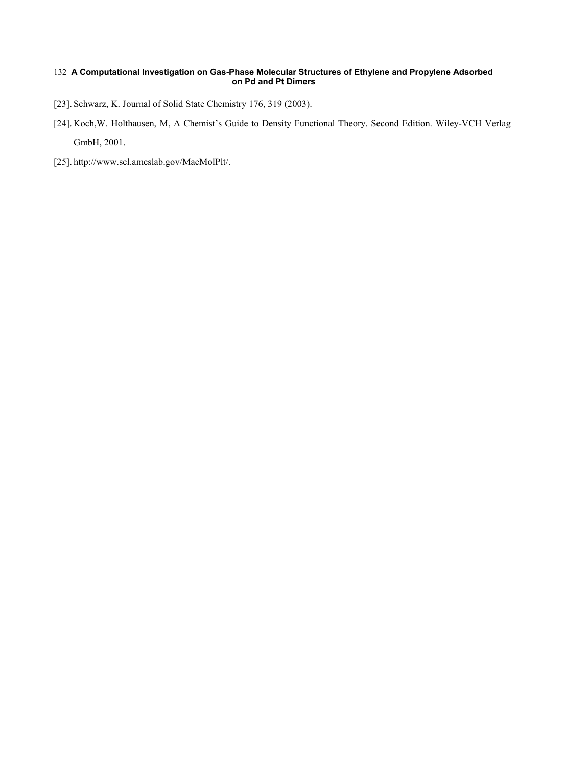[23]. Schwarz, K. Journal of Solid State Chemistry 176, 319 (2003).

[24]. Koch,W. Holthausen, M, A Chemist's Guide to Density Functional Theory. Second Edition. Wiley-VCH Verlag GmbH, 2001.

[25]. http://www.scl.ameslab.gov/MacMolPlt/.